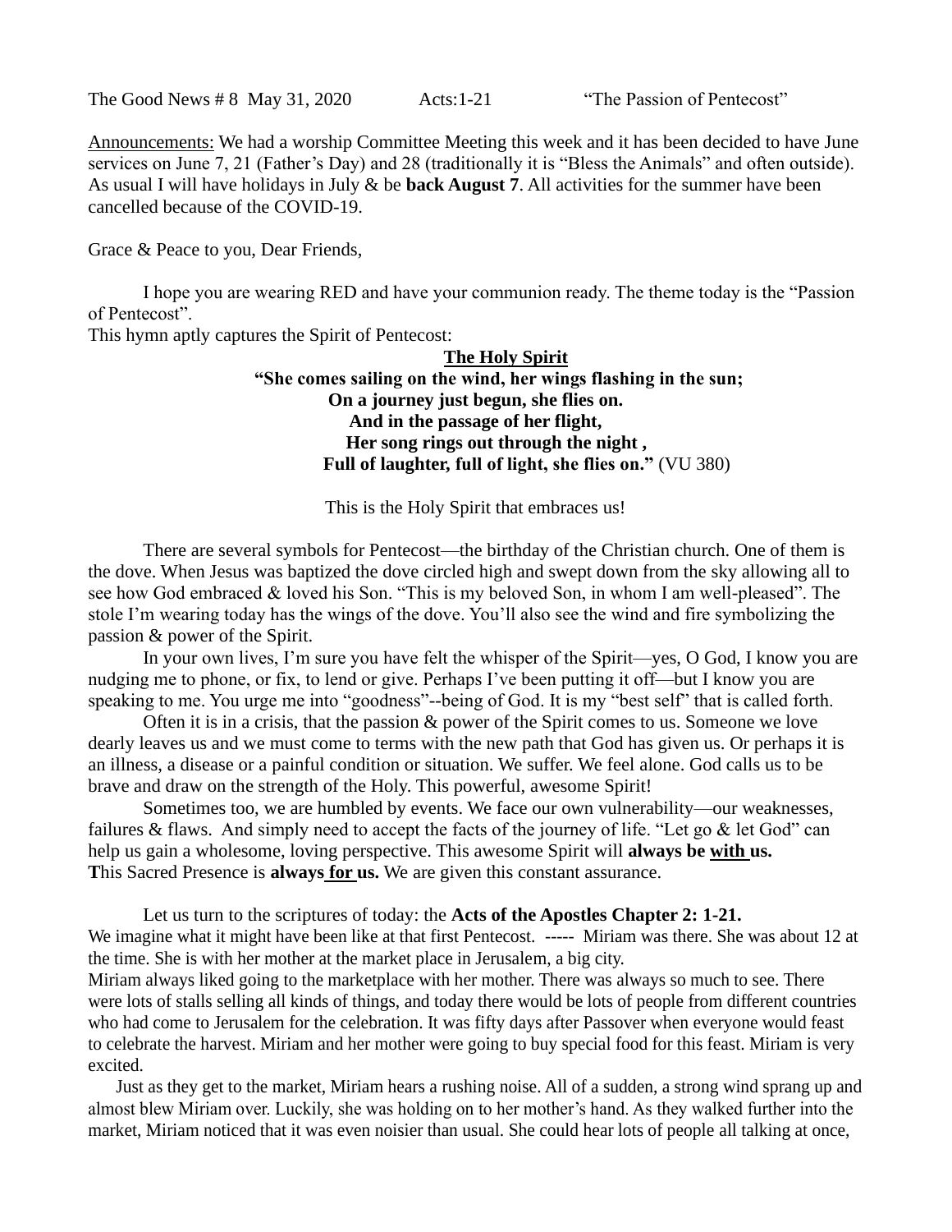The Good News # 8 May 31, 2020 Acts:1-21 "The Passion of Pentecost"

Announcements: We had a worship Committee Meeting this week and it has been decided to have June services on June 7, 21 (Father's Day) and 28 (traditionally it is "Bless the Animals" and often outside). As usual I will have holidays in July & be **back August 7**. All activities for the summer have been cancelled because of the COVID-19.

Grace & Peace to you, Dear Friends,

I hope you are wearing RED and have your communion ready. The theme today is the "Passion of Pentecost".

This hymn aptly captures the Spirit of Pentecost:

**The Holy Spirit**

**"She comes sailing on the wind, her wings flashing in the sun;**
**On a journey just begun, she flies on.**
**And in the passage of her flight,**
**Her song rings out through the night ,**
**Full of laughter, full of light, she flies on."** (VU 380)

This is the Holy Spirit that embraces us!

There are several symbols for Pentecost—the birthday of the Christian church. One of them is the dove. When Jesus was baptized the dove circled high and swept down from the sky allowing all to see how God embraced & loved his Son. "This is my beloved Son, in whom I am well-pleased". The stole I'm wearing today has the wings of the dove. You'll also see the wind and fire symbolizing the passion & power of the Spirit.

In your own lives, I'm sure you have felt the whisper of the Spirit—yes, O God, I know you are nudging me to phone, or fix, to lend or give. Perhaps I've been putting it off—but I know you are speaking to me. You urge me into "goodness"--being of God. It is my "best self" that is called forth.

Often it is in a crisis, that the passion & power of the Spirit comes to us. Someone we love dearly leaves us and we must come to terms with the new path that God has given us. Or perhaps it is an illness, a disease or a painful condition or situation. We suffer. We feel alone. God calls us to be brave and draw on the strength of the Holy. This powerful, awesome Spirit!

Sometimes too, we are humbled by events. We face our own vulnerability—our weaknesses, failures & flaws. And simply need to accept the facts of the journey of life. "Let go & let God" can help us gain a wholesome, loving perspective. This awesome Spirit will **always be with us. T**his Sacred Presence is **always for us.** We are given this constant assurance.

Let us turn to the scriptures of today: the **Acts of the Apostles Chapter 2: 1-21.** We imagine what it might have been like at that first Pentecost. ----- Miriam was there. She was about 12 at the time. She is with her mother at the market place in Jerusalem, a big city.

Miriam always liked going to the marketplace with her mother. There was always so much to see. There were lots of stalls selling all kinds of things, and today there would be lots of people from different countries who had come to Jerusalem for the celebration. It was fifty days after Passover when everyone would feast to celebrate the harvest. Miriam and her mother were going to buy special food for this feast. Miriam is very excited.

Just as they get to the market, Miriam hears a rushing noise. All of a sudden, a strong wind sprang up and almost blew Miriam over. Luckily, she was holding on to her mother's hand. As they walked further into the market, Miriam noticed that it was even noisier than usual. She could hear lots of people all talking at once,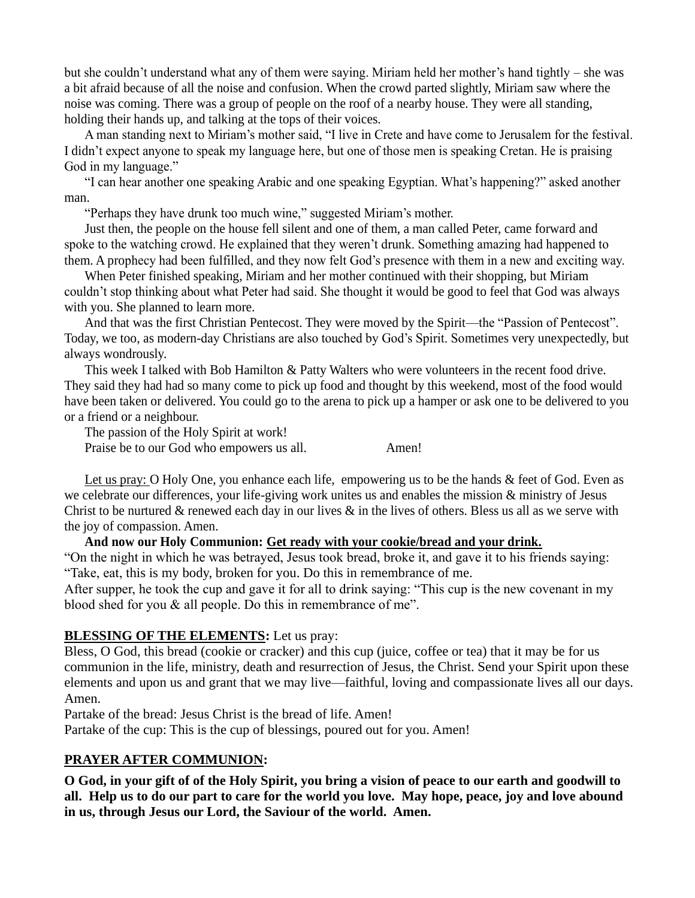but she couldn't understand what any of them were saying. Miriam held her mother's hand tightly – she was a bit afraid because of all the noise and confusion. When the crowd parted slightly, Miriam saw where the noise was coming. There was a group of people on the roof of a nearby house. They were all standing, holding their hands up, and talking at the tops of their voices.

A man standing next to Miriam's mother said, "I live in Crete and have come to Jerusalem for the festival. I didn't expect anyone to speak my language here, but one of those men is speaking Cretan. He is praising God in my language."

"I can hear another one speaking Arabic and one speaking Egyptian. What's happening?" asked another man.

"Perhaps they have drunk too much wine," suggested Miriam's mother.

Just then, the people on the house fell silent and one of them, a man called Peter, came forward and spoke to the watching crowd. He explained that they weren't drunk. Something amazing had happened to them. A prophecy had been fulfilled, and they now felt God's presence with them in a new and exciting way.

When Peter finished speaking, Miriam and her mother continued with their shopping, but Miriam couldn't stop thinking about what Peter had said. She thought it would be good to feel that God was always with you. She planned to learn more.

And that was the first Christian Pentecost. They were moved by the Spirit—the "Passion of Pentecost". Today, we too, as modern-day Christians are also touched by God's Spirit. Sometimes very unexpectedly, but always wondrously.

This week I talked with Bob Hamilton & Patty Walters who were volunteers in the recent food drive. They said they had had so many come to pick up food and thought by this weekend, most of the food would have been taken or delivered. You could go to the arena to pick up a hamper or ask one to be delivered to you or a friend or a neighbour.

The passion of the Holy Spirit at work!

Praise be to our God who empowers us all. Amen!

<u>Let us pray:</u> O Holy One, you enhance each life, empowering us to be the hands & feet of God. Even as we celebrate our differences, your life-giving work unites us and enables the mission & ministry of Jesus Christ to be nurtured & renewed each day in our lives & in the lives of others. Bless us all as we serve with the joy of compassion. Amen.

**And now our Holy Communion: <u>Get ready with your cookie/bread and your drink.</u>**

"On the night in which he was betrayed, Jesus took bread, broke it, and gave it to his friends saying: "Take, eat, this is my body, broken for you. Do this in remembrance of me.

After supper, he took the cup and gave it for all to drink saying: "This cup is the new covenant in my blood shed for you & all people. Do this in remembrance of me".

**<u>BLESSING OF THE ELEMENTS</u>:** Let us pray:

Bless, O God, this bread (cookie or cracker) and this cup (juice, coffee or tea) that it may be for us communion in the life, ministry, death and resurrection of Jesus, the Christ. Send your Spirit upon these elements and upon us and grant that we may live—faithful, loving and compassionate lives all our days. Amen.

Partake of the bread: Jesus Christ is the bread of life. Amen!

Partake of the cup: This is the cup of blessings, poured out for you. Amen!

**<u>PRAYER AFTER COMMUNION</u>:**

**O God, in your gift of of the Holy Spirit, you bring a vision of peace to our earth and goodwill to all. Help us to do our part to care for the world you love. May hope, peace, joy and love abound in us, through Jesus our Lord, the Saviour of the world. Amen.**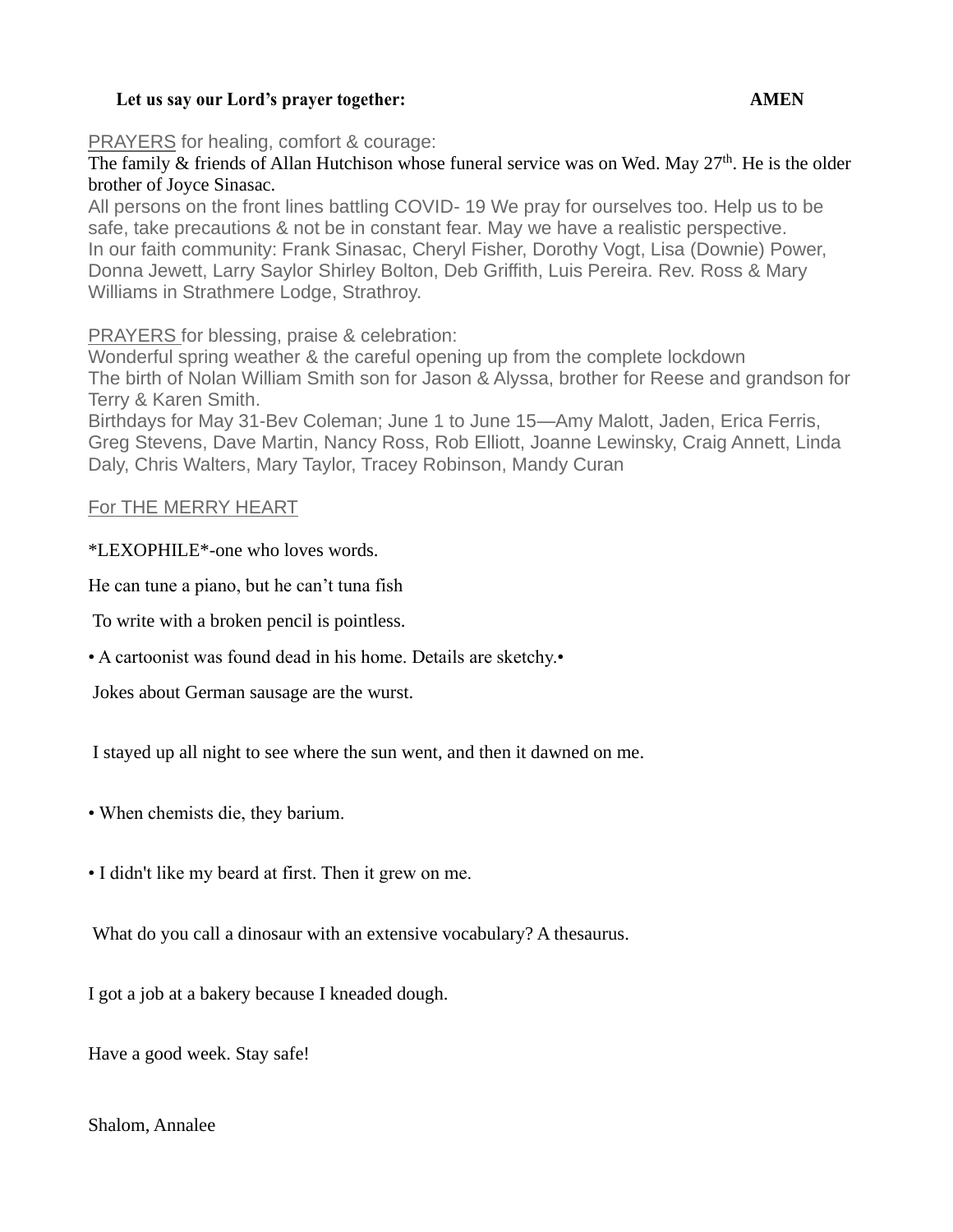**Let us say our Lord's prayer together:** **AMEN**

PRAYERS for healing, comfort & courage:

The family & friends of Allan Hutchison whose funeral service was on Wed. May 27th. He is the older brother of Joyce Sinasac.

All persons on the front lines battling COVID- 19 We pray for ourselves too. Help us to be safe, take precautions & not be in constant fear. May we have a realistic perspective.

In our faith community: Frank Sinasac, Cheryl Fisher, Dorothy Vogt, Lisa (Downie) Power, Donna Jewett, Larry Saylor Shirley Bolton, Deb Griffith, Luis Pereira. Rev. Ross & Mary Williams in Strathmere Lodge, Strathroy.

PRAYERS for blessing, praise & celebration:

Wonderful spring weather & the careful opening up from the complete lockdown

The birth of Nolan William Smith son for Jason & Alyssa, brother for Reese and grandson for Terry & Karen Smith.

Birthdays for May 31-Bev Coleman; June 1 to June 15—Amy Malott, Jaden, Erica Ferris, Greg Stevens, Dave Martin, Nancy Ross, Rob Elliott, Joanne Lewinsky, Craig Annett, Linda Daly, Chris Walters, Mary Taylor, Tracey Robinson, Mandy Curan

For THE MERRY HEART

*LEXOPHILE*-one who loves words.

He can tune a piano, but he can't tuna fish

To write with a broken pencil is pointless.

• A cartoonist was found dead in his home. Details are sketchy.•

Jokes about German sausage are the wurst.

I stayed up all night to see where the sun went, and then it dawned on me.

• When chemists die, they barium.

• I didn't like my beard at first. Then it grew on me.

What do you call a dinosaur with an extensive vocabulary? A thesaurus.

I got a job at a bakery because I kneaded dough.

Have a good week. Stay safe!

Shalom, Annalee